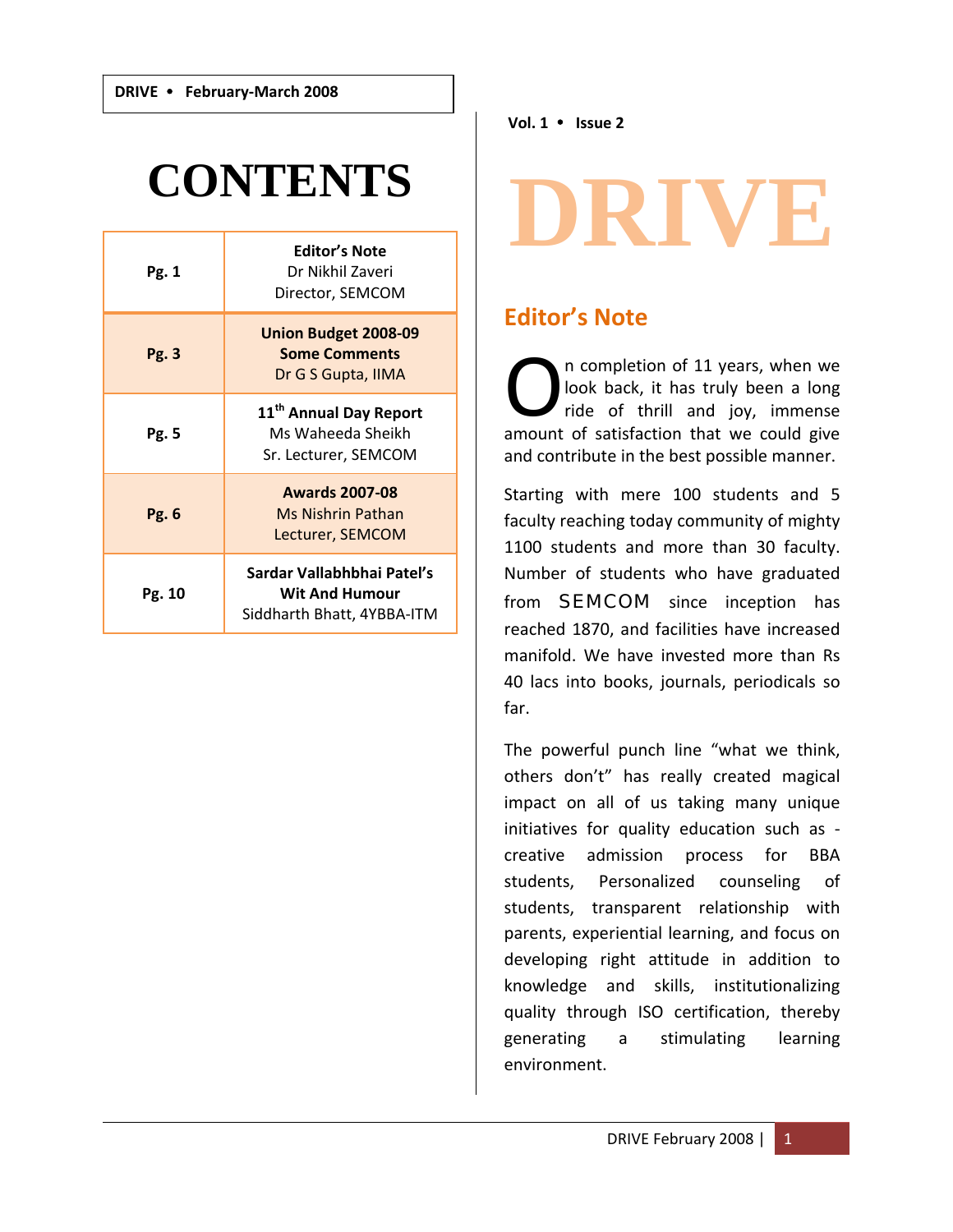# CONTENTS

| Pg. | Article |
|---|---|
| **Pg. 1** | **Editor's Note** Dr Nikhil Zaveri Director, SEMCOM |
| **Pg. 3** | **Union Budget 2008-09 Some Comments** Dr G S Gupta, IIMA |
| **Pg. 5** | **11th Annual Day Report** Ms Waheeda Sheikh Sr. Lecturer, SEMCOM |
| **Pg. 6** | **Awards 2007-08** Ms Nishrin Pathan Lecturer, SEMCOM |
| **Pg. 10** | **Sardar Vallabhbhai Patel's Wit And Humour** Siddharth Bhatt, 4YBBA-ITM |

# DRIVE

## Editor's Note

On completion of 11 years, when we look back, it has truly been a long ride of thrill and joy, immense amount of satisfaction that we could give and contribute in the best possible manner.

Starting with mere 100 students and 5 faculty reaching today community of mighty 1100 students and more than 30 faculty. Number of students who have graduated from SEMCOM since inception has reached 1870, and facilities have increased manifold. We have invested more than Rs 40 lacs into books, journals, periodicals so far.

The powerful punch line "what we think, others don't" has really created magical impact on all of us taking many unique initiatives for quality education such as - creative admission process for BBA students, Personalized counseling of students, transparent relationship with parents, experiential learning, and focus on developing right attitude in addition to knowledge and skills, institutionalizing quality through ISO certification, thereby generating a stimulating learning environment.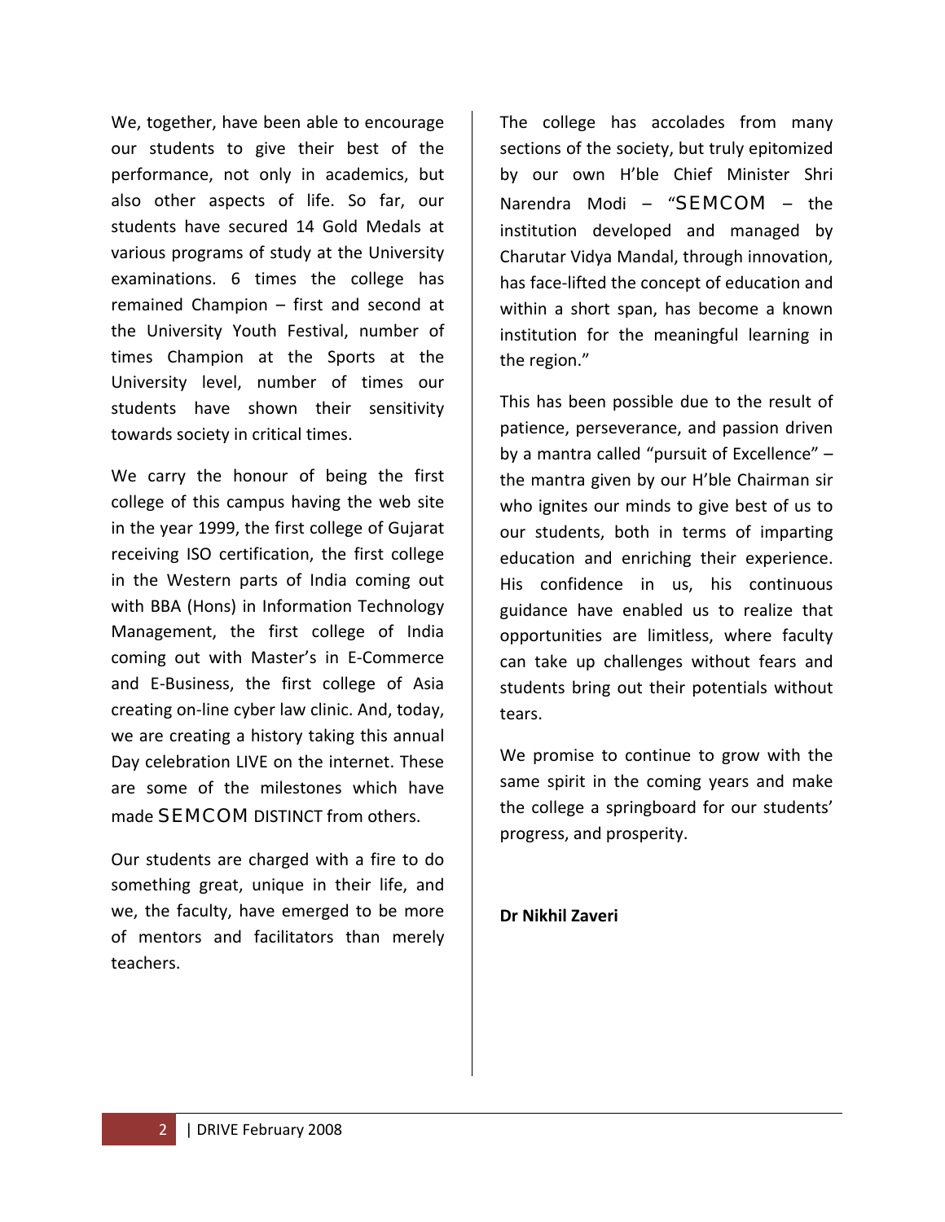We, together, have been able to encourage our students to give their best of the performance, not only in academics, but also other aspects of life. So far, our students have secured 14 Gold Medals at various programs of study at the University examinations. 6 times the college has remained Champion – first and second at the University Youth Festival, number of times Champion at the Sports at the University level, number of times our students have shown their sensitivity towards society in critical times.

We carry the honour of being the first college of this campus having the web site in the year 1999, the first college of Gujarat receiving ISO certification, the first college in the Western parts of India coming out with BBA (Hons) in Information Technology Management, the first college of India coming out with Master's in E-Commerce and E-Business, the first college of Asia creating on-line cyber law clinic. And, today, we are creating a history taking this annual Day celebration LIVE on the internet. These are some of the milestones which have made SEMCOM DISTINCT from others.

Our students are charged with a fire to do something great, unique in their life, and we, the faculty, have emerged to be more of mentors and facilitators than merely teachers.

The college has accolades from many sections of the society, but truly epitomized by our own H'ble Chief Minister Shri Narendra Modi – "SEMCOM – the institution developed and managed by Charutar Vidya Mandal, through innovation, has face-lifted the concept of education and within a short span, has become a known institution for the meaningful learning in the region."

This has been possible due to the result of patience, perseverance, and passion driven by a mantra called "pursuit of Excellence" – the mantra given by our H'ble Chairman sir who ignites our minds to give best of us to our students, both in terms of imparting education and enriching their experience. His confidence in us, his continuous guidance have enabled us to realize that opportunities are limitless, where faculty can take up challenges without fears and students bring out their potentials without tears.

We promise to continue to grow with the same spirit in the coming years and make the college a springboard for our students' progress, and prosperity.

**Dr Nikhil Zaveri**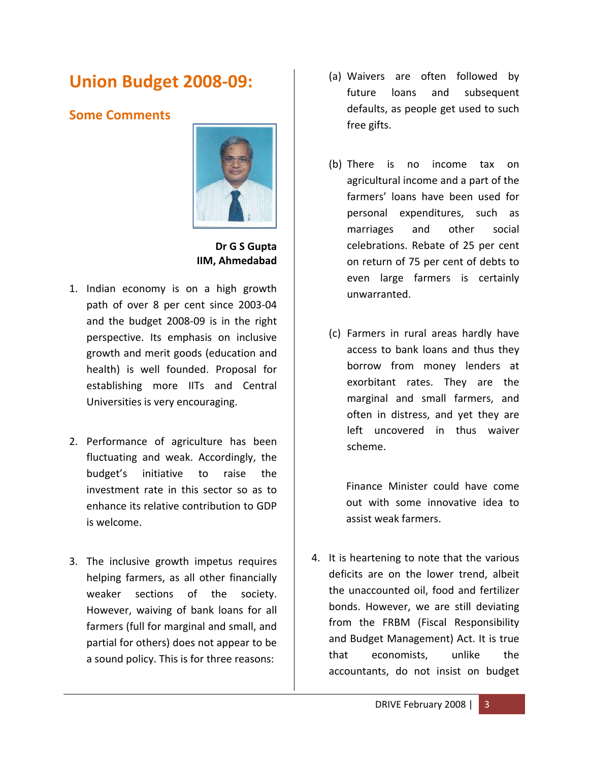# Union Budget 2008-09:

## Some Comments

**Dr G S Gupta**
**IIM, Ahmedabad**

1. Indian economy is on a high growth path of over 8 per cent since 2003-04 and the budget 2008-09 is in the right perspective. Its emphasis on inclusive growth and merit goods (education and health) is well founded. Proposal for establishing more IITs and Central Universities is very encouraging.

2. Performance of agriculture has been fluctuating and weak. Accordingly, the budget's initiative to raise the investment rate in this sector so as to enhance its relative contribution to GDP is welcome.

3. The inclusive growth impetus requires helping farmers, as all other financially weaker sections of the society. However, waiving of bank loans for all farmers (full for marginal and small, and partial for others) does not appear to be a sound policy. This is for three reasons:

   (a) Waivers are often followed by future loans and subsequent defaults, as people get used to such free gifts.

   (b) There is no income tax on agricultural income and a part of the farmers' loans have been used for personal expenditures, such as marriages and other social celebrations. Rebate of 25 per cent on return of 75 per cent of debts to even large farmers is certainly unwarranted.

   (c) Farmers in rural areas hardly have access to bank loans and thus they borrow from money lenders at exorbitant rates. They are the marginal and small farmers, and often in distress, and yet they are left uncovered in thus waiver scheme.

   Finance Minister could have come out with some innovative idea to assist weak farmers.

4. It is heartening to note that the various deficits are on the lower trend, albeit the unaccounted oil, food and fertilizer bonds. However, we are still deviating from the FRBM (Fiscal Responsibility and Budget Management) Act. It is true that economists, unlike the accountants, do not insist on budget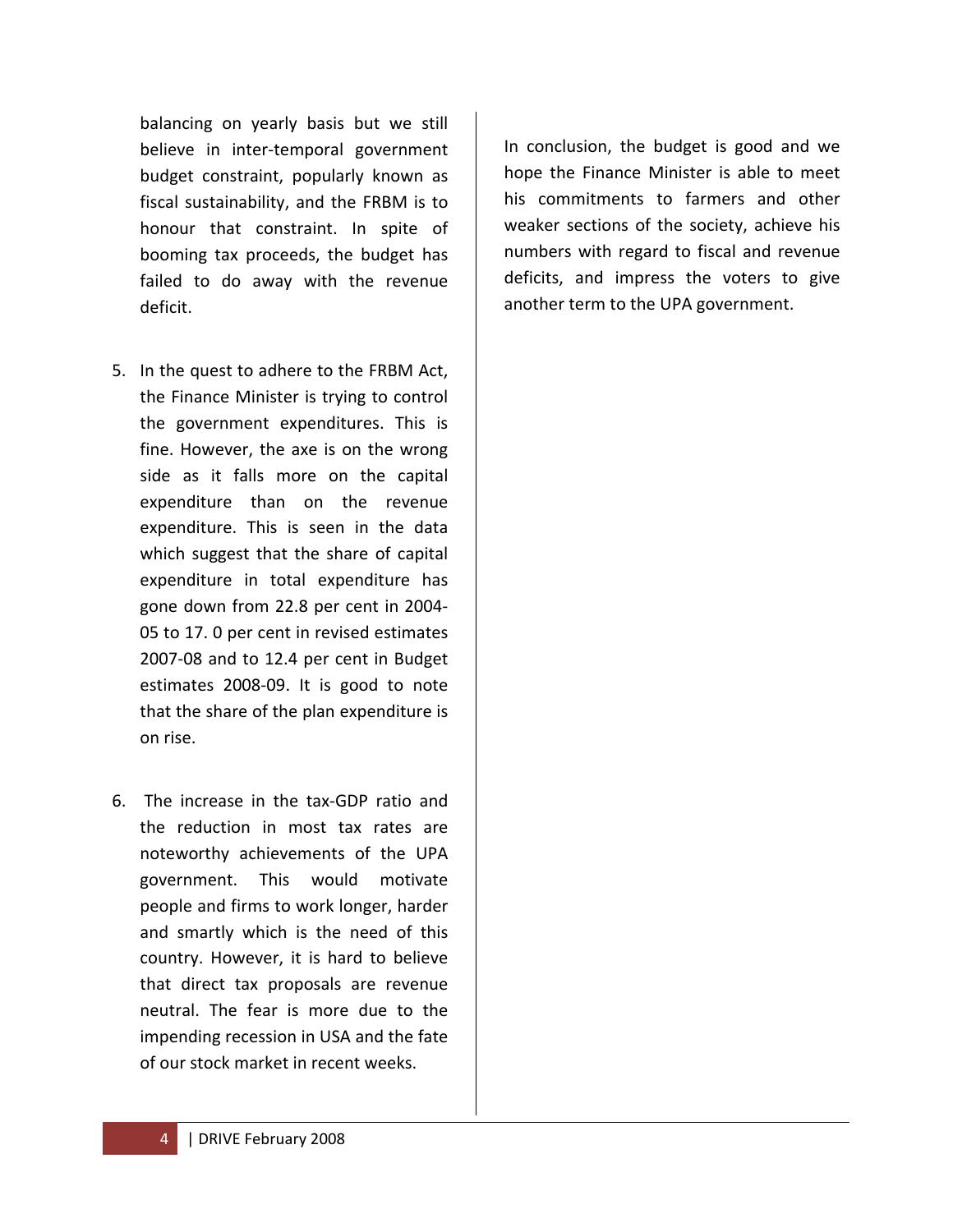balancing on yearly basis but we still believe in inter-temporal government budget constraint, popularly known as fiscal sustainability, and the FRBM is to honour that constraint. In spite of booming tax proceeds, the budget has failed to do away with the revenue deficit.

5. In the quest to adhere to the FRBM Act, the Finance Minister is trying to control the government expenditures. This is fine. However, the axe is on the wrong side as it falls more on the capital expenditure than on the revenue expenditure. This is seen in the data which suggest that the share of capital expenditure in total expenditure has gone down from 22.8 per cent in 2004-05 to 17. 0 per cent in revised estimates 2007-08 and to 12.4 per cent in Budget estimates 2008-09. It is good to note that the share of the plan expenditure is on rise.

6. The increase in the tax-GDP ratio and the reduction in most tax rates are noteworthy achievements of the UPA government. This would motivate people and firms to work longer, harder and smartly which is the need of this country. However, it is hard to believe that direct tax proposals are revenue neutral. The fear is more due to the impending recession in USA and the fate of our stock market in recent weeks.

In conclusion, the budget is good and we hope the Finance Minister is able to meet his commitments to farmers and other weaker sections of the society, achieve his numbers with regard to fiscal and revenue deficits, and impress the voters to give another term to the UPA government.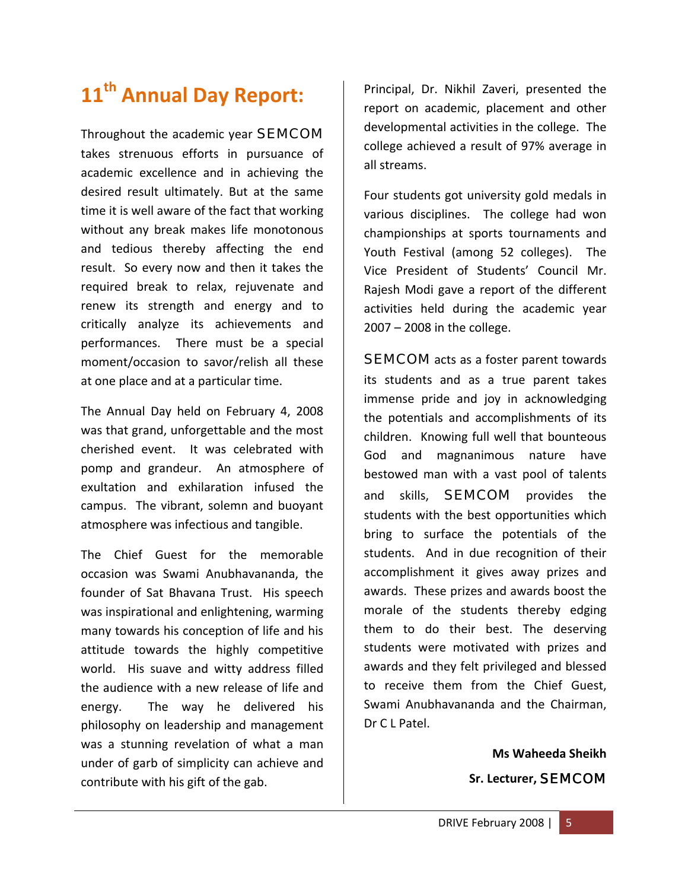# 11th Annual Day Report:

Throughout the academic year SEMCOM takes strenuous efforts in pursuance of academic excellence and in achieving the desired result ultimately. But at the same time it is well aware of the fact that working without any break makes life monotonous and tedious thereby affecting the end result. So every now and then it takes the required break to relax, rejuvenate and renew its strength and energy and to critically analyze its achievements and performances. There must be a special moment/occasion to savor/relish all these at one place and at a particular time.

The Annual Day held on February 4, 2008 was that grand, unforgettable and the most cherished event. It was celebrated with pomp and grandeur. An atmosphere of exultation and exhilaration infused the campus. The vibrant, solemn and buoyant atmosphere was infectious and tangible.

The Chief Guest for the memorable occasion was Swami Anubhavananda, the founder of Sat Bhavana Trust. His speech was inspirational and enlightening, warming many towards his conception of life and his attitude towards the highly competitive world. His suave and witty address filled the audience with a new release of life and energy. The way he delivered his philosophy on leadership and management was a stunning revelation of what a man under of garb of simplicity can achieve and contribute with his gift of the gab.

Principal, Dr. Nikhil Zaveri, presented the report on academic, placement and other developmental activities in the college. The college achieved a result of 97% average in all streams.

Four students got university gold medals in various disciplines. The college had won championships at sports tournaments and Youth Festival (among 52 colleges). The Vice President of Students' Council Mr. Rajesh Modi gave a report of the different activities held during the academic year 2007 – 2008 in the college.

SEMCOM acts as a foster parent towards its students and as a true parent takes immense pride and joy in acknowledging the potentials and accomplishments of its children. Knowing full well that bounteous God and magnanimous nature have bestowed man with a vast pool of talents and skills, SEMCOM provides the students with the best opportunities which bring to surface the potentials of the students. And in due recognition of their accomplishment it gives away prizes and awards. These prizes and awards boost the morale of the students thereby edging them to do their best. The deserving students were motivated with prizes and awards and they felt privileged and blessed to receive them from the Chief Guest, Swami Anubhavananda and the Chairman, Dr C L Patel.

**Ms Waheeda Sheikh**

**Sr. Lecturer,** SEMCOM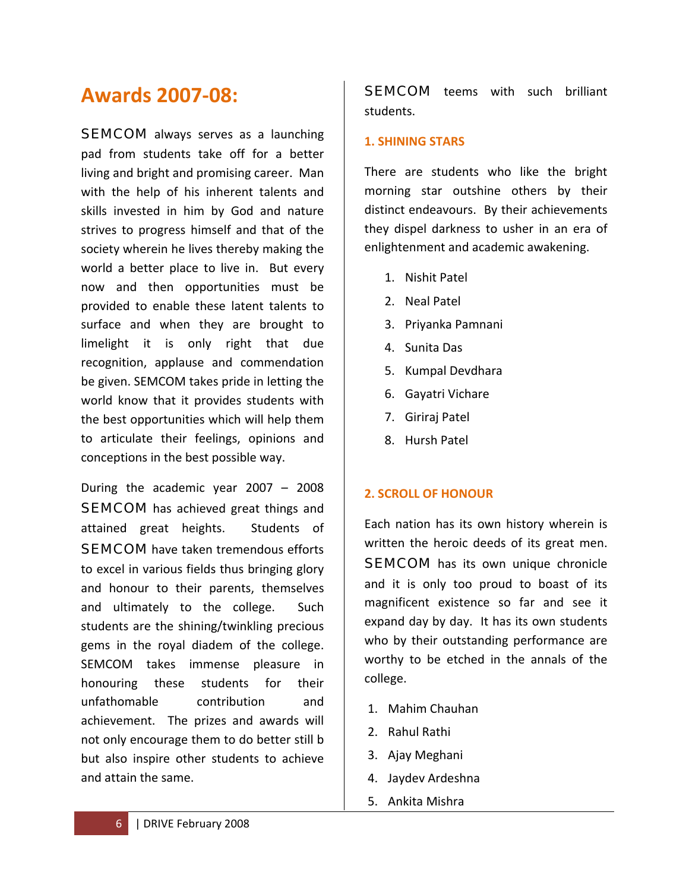# Awards 2007-08:

SEMCOM always serves as a launching pad from students take off for a better living and bright and promising career. Man with the help of his inherent talents and skills invested in him by God and nature strives to progress himself and that of the society wherein he lives thereby making the world a better place to live in. But every now and then opportunities must be provided to enable these latent talents to surface and when they are brought to limelight it is only right that due recognition, applause and commendation be given. SEMCOM takes pride in letting the world know that it provides students with the best opportunities which will help them to articulate their feelings, opinions and conceptions in the best possible way.

During the academic year 2007 – 2008 SEMCOM has achieved great things and attained great heights. Students of SEMCOM have taken tremendous efforts to excel in various fields thus bringing glory and honour to their parents, themselves and ultimately to the college. Such students are the shining/twinkling precious gems in the royal diadem of the college. SEMCOM takes immense pleasure in honouring these students for their unfathomable contribution and achievement. The prizes and awards will not only encourage them to do better still b but also inspire other students to achieve and attain the same. SEMCOM teems with such brilliant students.

### 1. SHINING STARS

There are students who like the bright morning star outshine others by their distinct endeavours. By their achievements they dispel darkness to usher in an era of enlightenment and academic awakening.

1. Nishit Patel
2. Neal Patel
3. Priyanka Pamnani
4. Sunita Das
5. Kumpal Devdhara
6. Gayatri Vichare
7. Giriraj Patel
8. Hursh Patel

### 2. SCROLL OF HONOUR

Each nation has its own history wherein is written the heroic deeds of its great men. SEMCOM has its own unique chronicle and it is only too proud to boast of its magnificent existence so far and see it expand day by day. It has its own students who by their outstanding performance are worthy to be etched in the annals of the college.

1. Mahim Chauhan
2. Rahul Rathi
3. Ajay Meghani
4. Jaydev Ardeshna
5. Ankita Mishra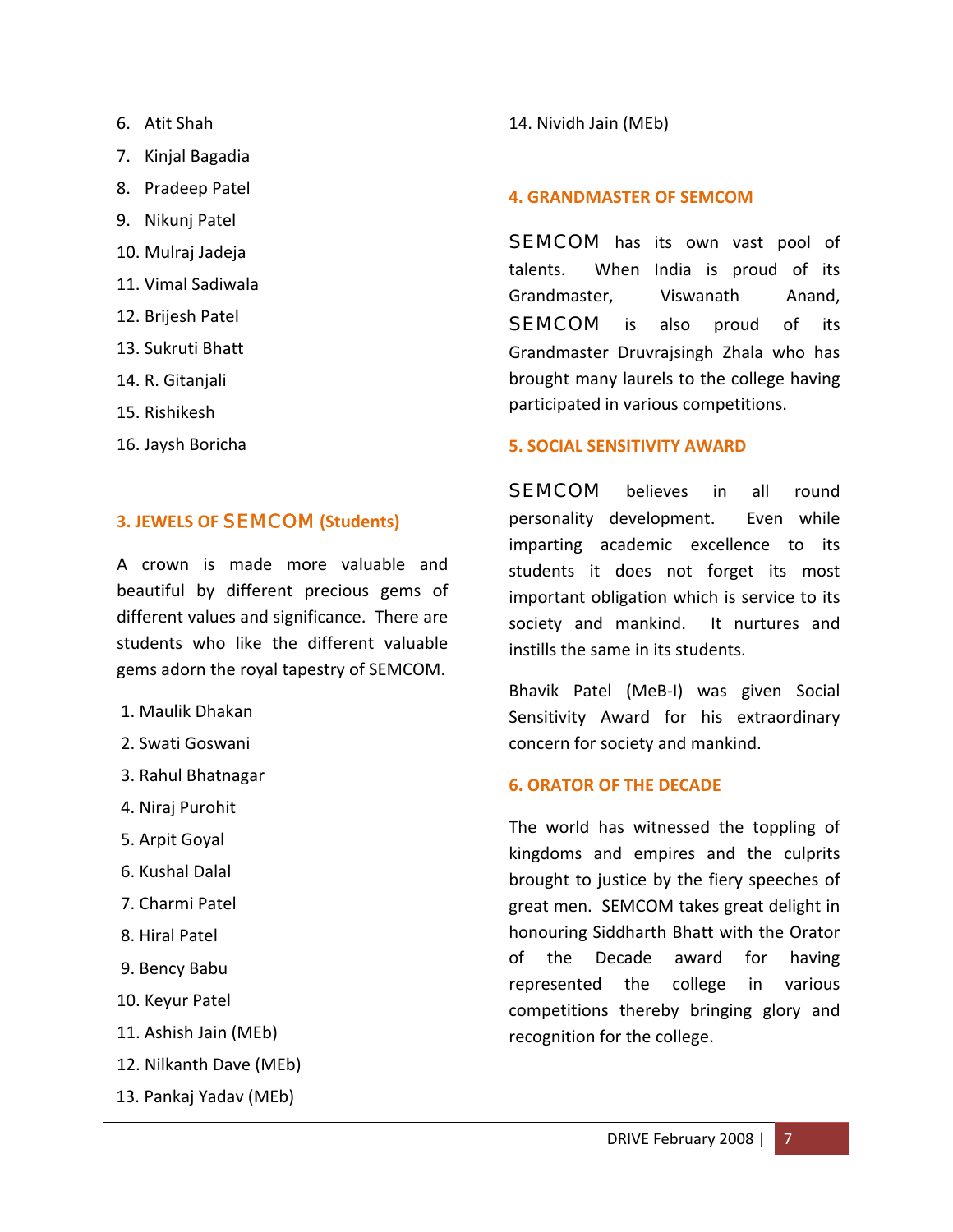6. Atit Shah
7. Kinjal Bagadia
8. Pradeep Patel
9. Nikunj Patel
10. Mulraj Jadeja
11. Vimal Sadiwala
12. Brijesh Patel
13. Sukruti Bhatt
14. R. Gitanjali
15. Rishikesh
16. Jaysh Boricha

### 3. JEWELS OF SEMCOM (Students)

A crown is made more valuable and beautiful by different precious gems of different values and significance. There are students who like the different valuable gems adorn the royal tapestry of SEMCOM.

1. Maulik Dhakan
2. Swati Goswani
3. Rahul Bhatnagar
4. Niraj Purohit
5. Arpit Goyal
6. Kushal Dalal
7. Charmi Patel
8. Hiral Patel
9. Bency Babu
10. Keyur Patel
11. Ashish Jain (MEb)
12. Nilkanth Dave (MEb)
13. Pankaj Yadav (MEb)
14. Nividh Jain (MEb)

### 4. GRANDMASTER OF SEMCOM

SEMCOM has its own vast pool of talents. When India is proud of its Grandmaster, Viswanath Anand, SEMCOM is also proud of its Grandmaster Druvrajsingh Zhala who has brought many laurels to the college having participated in various competitions.

### 5. SOCIAL SENSITIVITY AWARD

SEMCOM believes in all round personality development. Even while imparting academic excellence to its students it does not forget its most important obligation which is service to its society and mankind. It nurtures and instills the same in its students.

Bhavik Patel (MeB-I) was given Social Sensitivity Award for his extraordinary concern for society and mankind.

### 6. ORATOR OF THE DECADE

The world has witnessed the toppling of kingdoms and empires and the culprits brought to justice by the fiery speeches of great men. SEMCOM takes great delight in honouring Siddharth Bhatt with the Orator of the Decade award for having represented the college in various competitions thereby bringing glory and recognition for the college.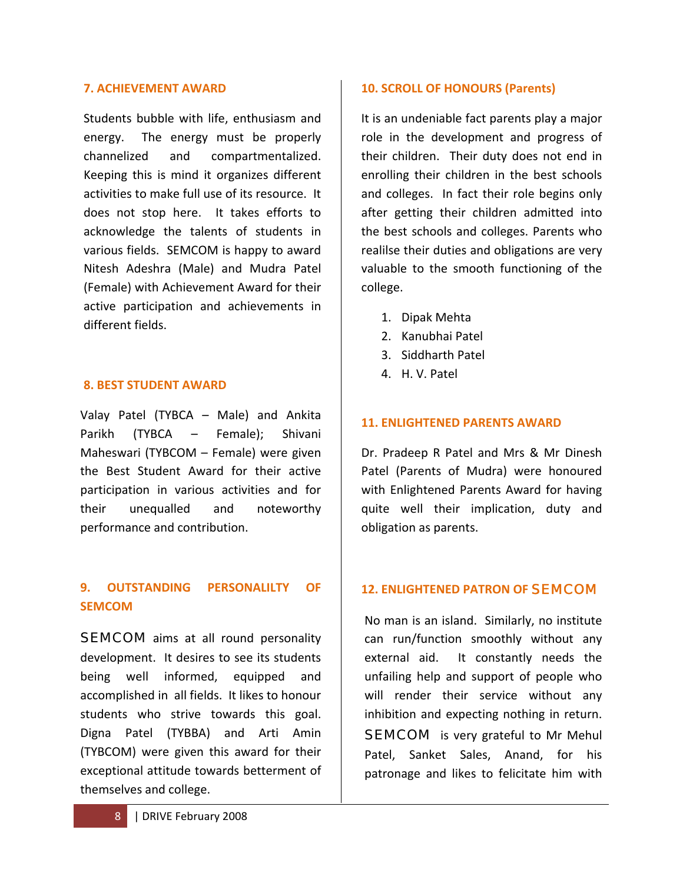### 7. ACHIEVEMENT AWARD

Students bubble with life, enthusiasm and energy. The energy must be properly channelized and compartmentalized. Keeping this is mind it organizes different activities to make full use of its resource. It does not stop here. It takes efforts to acknowledge the talents of students in various fields. SEMCOM is happy to award Nitesh Adeshra (Male) and Mudra Patel (Female) with Achievement Award for their active participation and achievements in different fields.

### 8. BEST STUDENT AWARD

Valay Patel (TYBCA – Male) and Ankita Parikh (TYBCA – Female); Shivani Maheswari (TYBCOM – Female) were given the Best Student Award for their active participation in various activities and for their unequalled and noteworthy performance and contribution.

### 9. OUTSTANDING PERSONALILTY OF SEMCOM

SEMCOM aims at all round personality development. It desires to see its students being well informed, equipped and accomplished in all fields. It likes to honour students who strive towards this goal. Digna Patel (TYBBA) and Arti Amin (TYBCOM) were given this award for their exceptional attitude towards betterment of themselves and college.

### 10. SCROLL OF HONOURS (Parents)

It is an undeniable fact parents play a major role in the development and progress of their children. Their duty does not end in enrolling their children in the best schools and colleges. In fact their role begins only after getting their children admitted into the best schools and colleges. Parents who realilse their duties and obligations are very valuable to the smooth functioning of the college.

1. Dipak Mehta
2. Kanubhai Patel
3. Siddharth Patel
4. H. V. Patel

### 11. ENLIGHTENED PARENTS AWARD

Dr. Pradeep R Patel and Mrs & Mr Dinesh Patel (Parents of Mudra) were honoured with Enlightened Parents Award for having quite well their implication, duty and obligation as parents.

### 12. ENLIGHTENED PATRON OF SEMCOM

No man is an island. Similarly, no institute can run/function smoothly without any external aid. It constantly needs the unfailing help and support of people who will render their service without any inhibition and expecting nothing in return. SEMCOM is very grateful to Mr Mehul Patel, Sanket Sales, Anand, for his patronage and likes to felicitate him with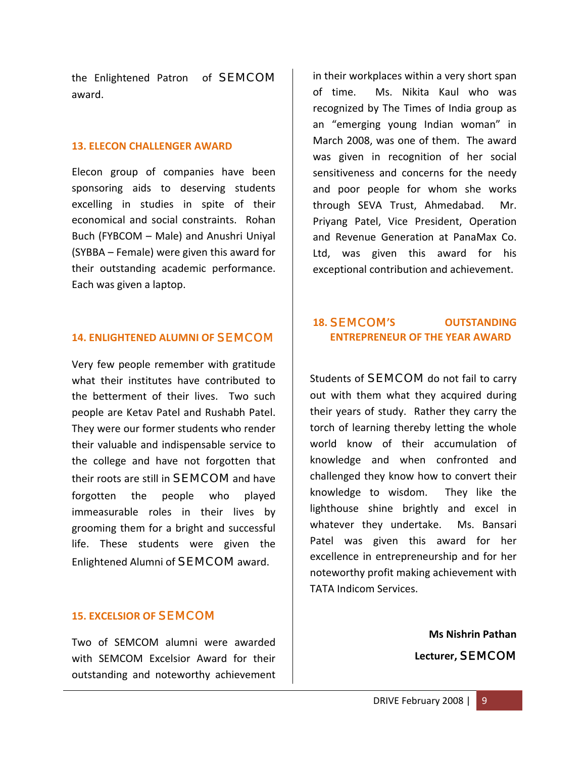the Enlightened Patron of SEMCOM award.

### 13. ELECON CHALLENGER AWARD

Elecon group of companies have been sponsoring aids to deserving students excelling in studies in spite of their economical and social constraints. Rohan Buch (FYBCOM – Male) and Anushri Uniyal (SYBBA – Female) were given this award for their outstanding academic performance. Each was given a laptop.

### 14. ENLIGHTENED ALUMNI OF SEMCOM

Very few people remember with gratitude what their institutes have contributed to the betterment of their lives. Two such people are Ketav Patel and Rushabh Patel. They were our former students who render their valuable and indispensable service to the college and have not forgotten that their roots are still in SEMCOM and have forgotten the people who played immeasurable roles in their lives by grooming them for a bright and successful life. These students were given the Enlightened Alumni of SEMCOM award.

### 15. EXCELSIOR OF SEMCOM

Two of SEMCOM alumni were awarded with SEMCOM Excelsior Award for their outstanding and noteworthy achievement in their workplaces within a very short span of time. Ms. Nikita Kaul who was recognized by The Times of India group as an "emerging young Indian woman" in March 2008, was one of them. The award was given in recognition of her social sensitiveness and concerns for the needy and poor people for whom she works through SEVA Trust, Ahmedabad. Mr. Priyang Patel, Vice President, Operation and Revenue Generation at PanaMax Co. Ltd, was given this award for his exceptional contribution and achievement.

### 18. SEMCOM'S OUTSTANDING ENTREPRENEUR OF THE YEAR AWARD

Students of SEMCOM do not fail to carry out with them what they acquired during their years of study. Rather they carry the torch of learning thereby letting the whole world know of their accumulation of knowledge and when confronted and challenged they know how to convert their knowledge to wisdom. They like the lighthouse shine brightly and excel in whatever they undertake. Ms. Bansari Patel was given this award for her excellence in entrepreneurship and for her noteworthy profit making achievement with TATA Indicom Services.

**Ms Nishrin Pathan**

**Lecturer, SEMCOM**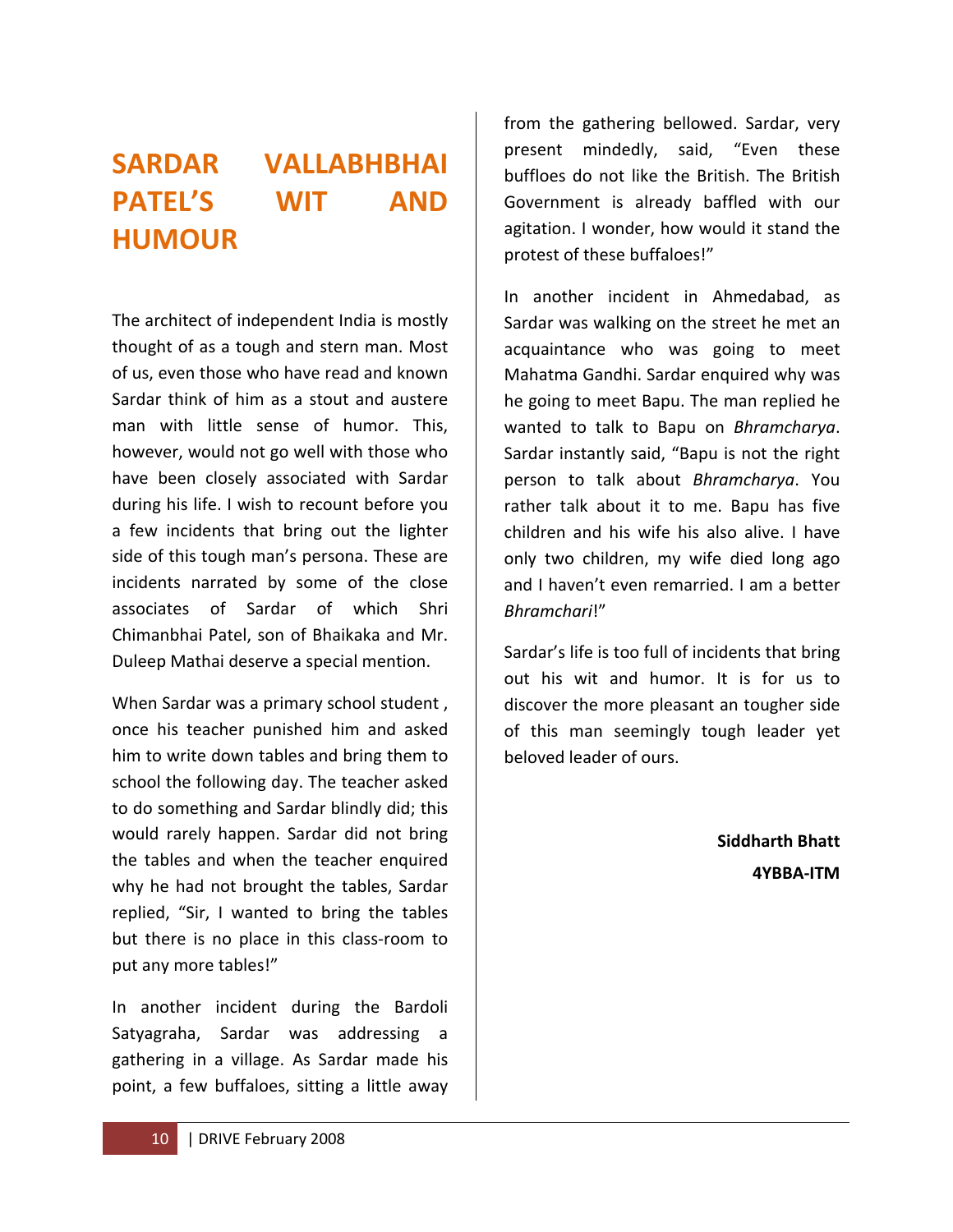# SARDAR VALLABHBHAI PATEL'S WIT AND HUMOUR

The architect of independent India is mostly thought of as a tough and stern man. Most of us, even those who have read and known Sardar think of him as a stout and austere man with little sense of humor. This, however, would not go well with those who have been closely associated with Sardar during his life. I wish to recount before you a few incidents that bring out the lighter side of this tough man's persona. These are incidents narrated by some of the close associates of Sardar of which Shri Chimanbhai Patel, son of Bhaikaka and Mr. Duleep Mathai deserve a special mention.

When Sardar was a primary school student , once his teacher punished him and asked him to write down tables and bring them to school the following day. The teacher asked to do something and Sardar blindly did; this would rarely happen. Sardar did not bring the tables and when the teacher enquired why he had not brought the tables, Sardar replied, "Sir, I wanted to bring the tables but there is no place in this class-room to put any more tables!"

In another incident during the Bardoli Satyagraha, Sardar was addressing a gathering in a village. As Sardar made his point, a few buffaloes, sitting a little away from the gathering bellowed. Sardar, very present mindedly, said, "Even these buffloes do not like the British. The British Government is already baffled with our agitation. I wonder, how would it stand the protest of these buffaloes!"

In another incident in Ahmedabad, as Sardar was walking on the street he met an acquaintance who was going to meet Mahatma Gandhi. Sardar enquired why was he going to meet Bapu. The man replied he wanted to talk to Bapu on *Bhramcharya*. Sardar instantly said, "Bapu is not the right person to talk about *Bhramcharya*. You rather talk about it to me. Bapu has five children and his wife his also alive. I have only two children, my wife died long ago and I haven't even remarried. I am a better *Bhramchari*!"

Sardar's life is too full of incidents that bring out his wit and humor. It is for us to discover the more pleasant an tougher side of this man seemingly tough leader yet beloved leader of ours.

**Siddharth Bhatt**
**4YBBA-ITM**